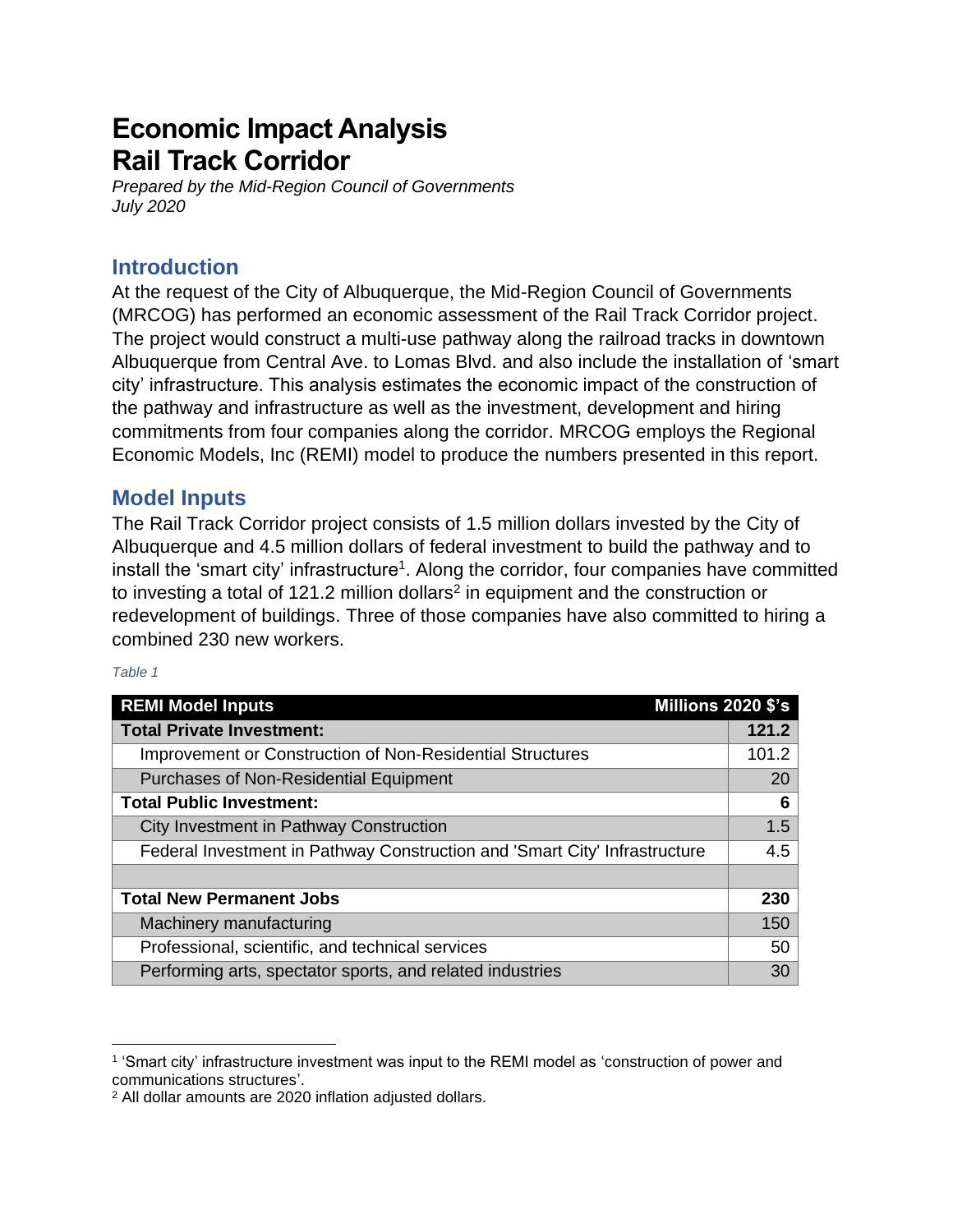# Economic Impact Analysis
# Rail Track Corridor

*Prepared by the Mid-Region Council of Governments*
*July 2020*

## Introduction

At the request of the City of Albuquerque, the Mid-Region Council of Governments (MRCOG) has performed an economic assessment of the Rail Track Corridor project. The project would construct a multi-use pathway along the railroad tracks in downtown Albuquerque from Central Ave. to Lomas Blvd. and also include the installation of 'smart city' infrastructure. This analysis estimates the economic impact of the construction of the pathway and infrastructure as well as the investment, development and hiring commitments from four companies along the corridor. MRCOG employs the Regional Economic Models, Inc (REMI) model to produce the numbers presented in this report.

## Model Inputs

The Rail Track Corridor project consists of 1.5 million dollars invested by the City of Albuquerque and 4.5 million dollars of federal investment to build the pathway and to install the 'smart city' infrastructure[1]. Along the corridor, four companies have committed to investing a total of 121.2 million dollars[2] in equipment and the construction or redevelopment of buildings. Three of those companies have also committed to hiring a combined 230 new workers.

*Table 1*

| REMI Model Inputs | Millions 2020 $'s |
|---|---|
| **Total Private Investment:** | **121.2** |
| Improvement or Construction of Non-Residential Structures | 101.2 |
| Purchases of Non-Residential Equipment | 20 |
| **Total Public Investment:** | **6** |
| City Investment in Pathway Construction | 1.5 |
| Federal Investment in Pathway Construction and 'Smart City' Infrastructure | 4.5 |
| | |
| **Total New Permanent Jobs** | **230** |
| Machinery manufacturing | 150 |
| Professional, scientific, and technical services | 50 |
| Performing arts, spectator sports, and related industries | 30 |

[1] 'Smart city' infrastructure investment was input to the REMI model as 'construction of power and communications structures'.

[2] All dollar amounts are 2020 inflation adjusted dollars.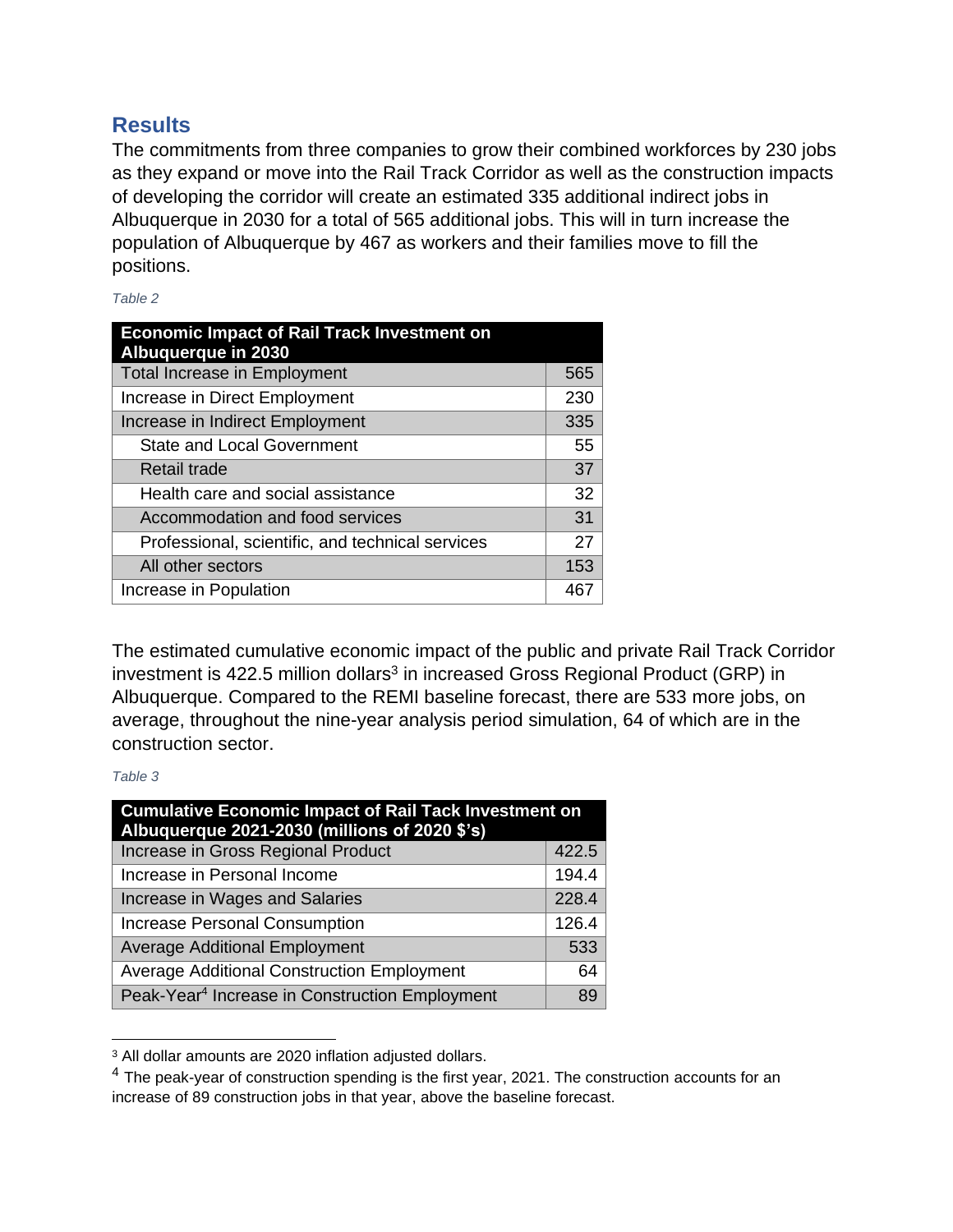## Results

The commitments from three companies to grow their combined workforces by 230 jobs as they expand or move into the Rail Track Corridor as well as the construction impacts of developing the corridor will create an estimated 335 additional indirect jobs in Albuquerque in 2030 for a total of 565 additional jobs. This will in turn increase the population of Albuquerque by 467 as workers and their families move to fill the positions.

*Table 2*

| Economic Impact of Rail Track Investment on Albuquerque in 2030 | |
|---|---|
| Total Increase in Employment | 565 |
| Increase in Direct Employment | 230 |
| Increase in Indirect Employment | 335 |
| State and Local Government | 55 |
| Retail trade | 37 |
| Health care and social assistance | 32 |
| Accommodation and food services | 31 |
| Professional, scientific, and technical services | 27 |
| All other sectors | 153 |
| Increase in Population | 467 |

The estimated cumulative economic impact of the public and private Rail Track Corridor investment is 422.5 million dollars[3] in increased Gross Regional Product (GRP) in Albuquerque. Compared to the REMI baseline forecast, there are 533 more jobs, on average, throughout the nine-year analysis period simulation, 64 of which are in the construction sector.

*Table 3*

| Cumulative Economic Impact of Rail Tack Investment on Albuquerque 2021-2030 (millions of 2020 $'s) | |
|---|---|
| Increase in Gross Regional Product | 422.5 |
| Increase in Personal Income | 194.4 |
| Increase in Wages and Salaries | 228.4 |
| Increase Personal Consumption | 126.4 |
| Average Additional Employment | 533 |
| Average Additional Construction Employment | 64 |
| Peak-Year[4] Increase in Construction Employment | 89 |

[3] All dollar amounts are 2020 inflation adjusted dollars.

[4] The peak-year of construction spending is the first year, 2021. The construction accounts for an increase of 89 construction jobs in that year, above the baseline forecast.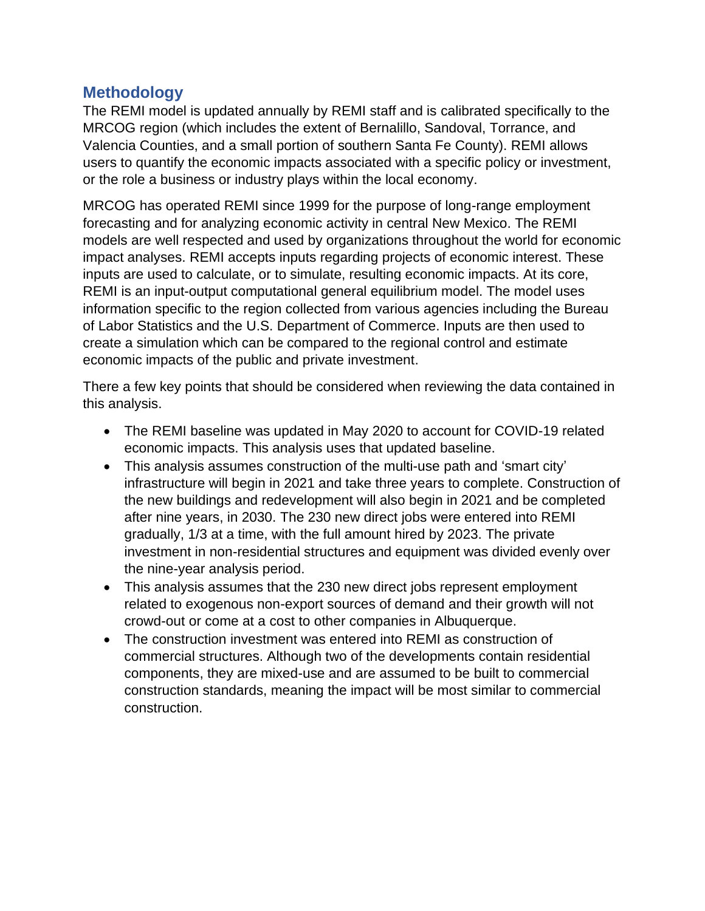## Methodology

The REMI model is updated annually by REMI staff and is calibrated specifically to the MRCOG region (which includes the extent of Bernalillo, Sandoval, Torrance, and Valencia Counties, and a small portion of southern Santa Fe County). REMI allows users to quantify the economic impacts associated with a specific policy or investment, or the role a business or industry plays within the local economy.

MRCOG has operated REMI since 1999 for the purpose of long-range employment forecasting and for analyzing economic activity in central New Mexico. The REMI models are well respected and used by organizations throughout the world for economic impact analyses. REMI accepts inputs regarding projects of economic interest. These inputs are used to calculate, or to simulate, resulting economic impacts. At its core, REMI is an input-output computational general equilibrium model. The model uses information specific to the region collected from various agencies including the Bureau of Labor Statistics and the U.S. Department of Commerce. Inputs are then used to create a simulation which can be compared to the regional control and estimate economic impacts of the public and private investment.

There a few key points that should be considered when reviewing the data contained in this analysis.

- The REMI baseline was updated in May 2020 to account for COVID-19 related economic impacts. This analysis uses that updated baseline.
- This analysis assumes construction of the multi-use path and 'smart city' infrastructure will begin in 2021 and take three years to complete. Construction of the new buildings and redevelopment will also begin in 2021 and be completed after nine years, in 2030. The 230 new direct jobs were entered into REMI gradually, 1/3 at a time, with the full amount hired by 2023. The private investment in non-residential structures and equipment was divided evenly over the nine-year analysis period.
- This analysis assumes that the 230 new direct jobs represent employment related to exogenous non-export sources of demand and their growth will not crowd-out or come at a cost to other companies in Albuquerque.
- The construction investment was entered into REMI as construction of commercial structures. Although two of the developments contain residential components, they are mixed-use and are assumed to be built to commercial construction standards, meaning the impact will be most similar to commercial construction.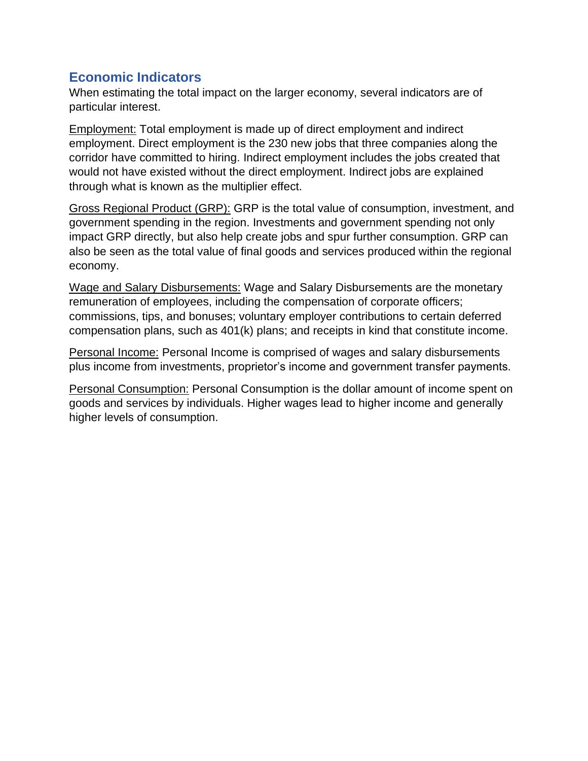## Economic Indicators

When estimating the total impact on the larger economy, several indicators are of particular interest.

Employment: Total employment is made up of direct employment and indirect employment. Direct employment is the 230 new jobs that three companies along the corridor have committed to hiring. Indirect employment includes the jobs created that would not have existed without the direct employment. Indirect jobs are explained through what is known as the multiplier effect.

Gross Regional Product (GRP): GRP is the total value of consumption, investment, and government spending in the region. Investments and government spending not only impact GRP directly, but also help create jobs and spur further consumption. GRP can also be seen as the total value of final goods and services produced within the regional economy.

Wage and Salary Disbursements: Wage and Salary Disbursements are the monetary remuneration of employees, including the compensation of corporate officers; commissions, tips, and bonuses; voluntary employer contributions to certain deferred compensation plans, such as 401(k) plans; and receipts in kind that constitute income.

Personal Income: Personal Income is comprised of wages and salary disbursements plus income from investments, proprietor's income and government transfer payments.

Personal Consumption: Personal Consumption is the dollar amount of income spent on goods and services by individuals. Higher wages lead to higher income and generally higher levels of consumption.